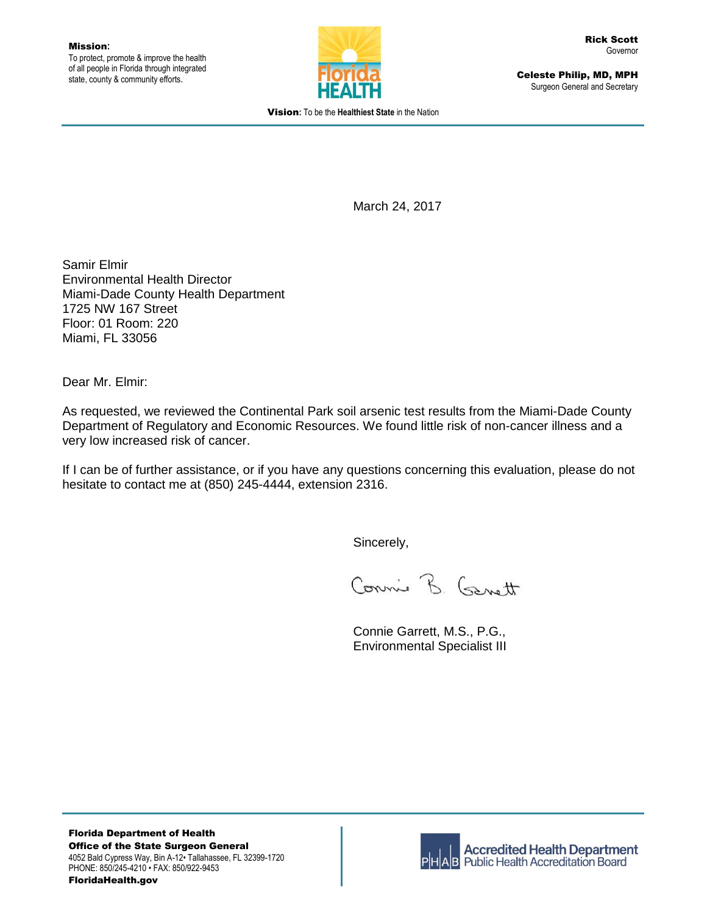**Mission**:
To protect, promote & improve the health of all people in Florida through integrated state, county & community efforts.

**Rick Scott**
Governor

**Celeste Philip, MD, MPH**
Surgeon General and Secretary

**Vision**: To be the **Healthiest State** in the Nation

March 24, 2017

Samir Elmir
Environmental Health Director
Miami-Dade County Health Department
1725 NW 167 Street
Floor: 01 Room: 220
Miami, FL 33056

Dear Mr. Elmir:

As requested, we reviewed the Continental Park soil arsenic test results from the Miami-Dade County Department of Regulatory and Economic Resources. We found little risk of non-cancer illness and a very low increased risk of cancer.

If I can be of further assistance, or if you have any questions concerning this evaluation, please do not hesitate to contact me at (850) 245-4444, extension 2316.

Sincerely,

Connie B. Garrett

Connie Garrett, M.S., P.G.,
Environmental Specialist III

**Florida Department of Health**
**Office of the State Surgeon General**
4052 Bald Cypress Way, Bin A-12• Tallahassee, FL 32399-1720
PHONE: 850/245-4210 • FAX: 850/922-9453
**FloridaHealth.gov**

Accredited Health Department
Public Health Accreditation Board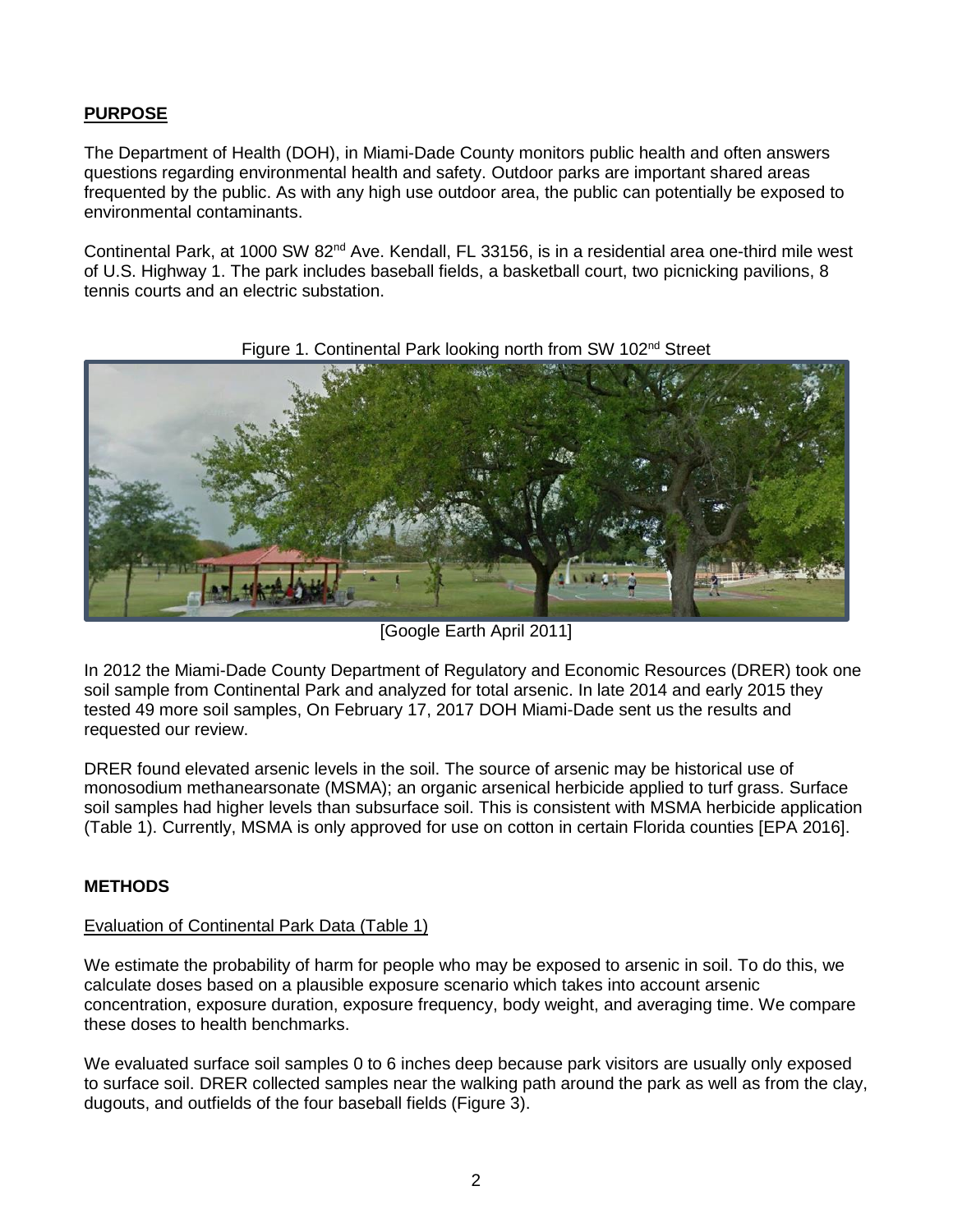## PURPOSE

The Department of Health (DOH), in Miami-Dade County monitors public health and often answers questions regarding environmental health and safety. Outdoor parks are important shared areas frequented by the public. As with any high use outdoor area, the public can potentially be exposed to environmental contaminants.

Continental Park, at 1000 SW 82nd Ave. Kendall, FL 33156, is in a residential area one-third mile west of U.S. Highway 1. The park includes baseball fields, a basketball court, two picnicking pavilions, 8 tennis courts and an electric substation.

Figure 1. Continental Park looking north from SW 102nd Street

[Google Earth April 2011]

In 2012 the Miami-Dade County Department of Regulatory and Economic Resources (DRER) took one soil sample from Continental Park and analyzed for total arsenic. In late 2014 and early 2015 they tested 49 more soil samples, On February 17, 2017 DOH Miami-Dade sent us the results and requested our review.

DRER found elevated arsenic levels in the soil. The source of arsenic may be historical use of monosodium methanearsonate (MSMA); an organic arsenical herbicide applied to turf grass. Surface soil samples had higher levels than subsurface soil. This is consistent with MSMA herbicide application (Table 1). Currently, MSMA is only approved for use on cotton in certain Florida counties [EPA 2016].

## METHODS

### Evaluation of Continental Park Data (Table 1)

We estimate the probability of harm for people who may be exposed to arsenic in soil. To do this, we calculate doses based on a plausible exposure scenario which takes into account arsenic concentration, exposure duration, exposure frequency, body weight, and averaging time. We compare these doses to health benchmarks.

We evaluated surface soil samples 0 to 6 inches deep because park visitors are usually only exposed to surface soil. DRER collected samples near the walking path around the park as well as from the clay, dugouts, and outfields of the four baseball fields (Figure 3).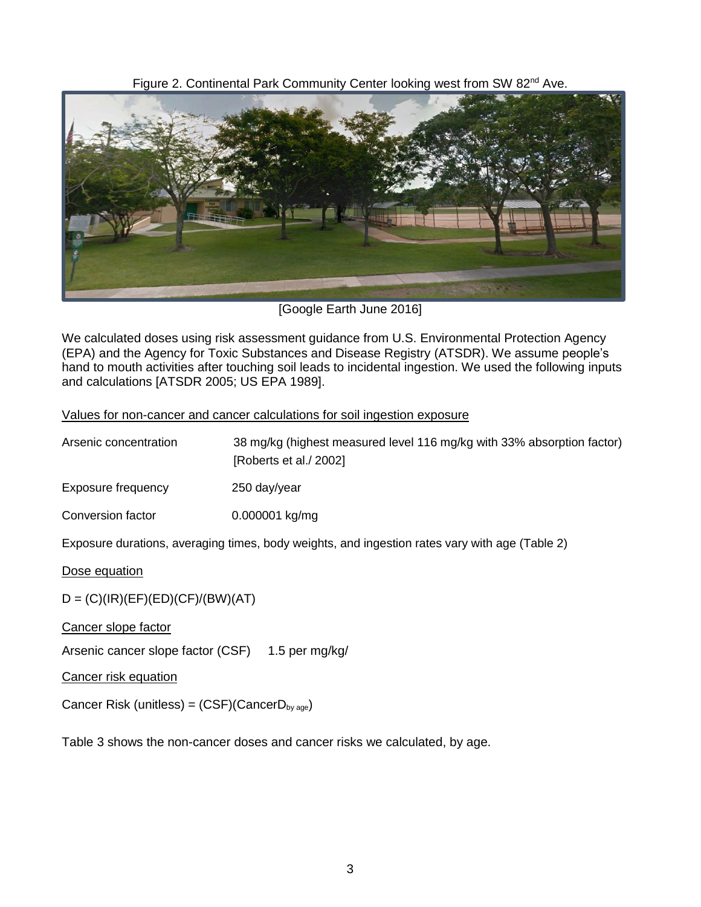Figure 2. Continental Park Community Center looking west from SW 82nd Ave.

[Google Earth June 2016]

We calculated doses using risk assessment guidance from U.S. Environmental Protection Agency (EPA) and the Agency for Toxic Substances and Disease Registry (ATSDR). We assume people's hand to mouth activities after touching soil leads to incidental ingestion. We used the following inputs and calculations [ATSDR 2005; US EPA 1989].

Values for non-cancer and cancer calculations for soil ingestion exposure

| | |
|---|---|
| Arsenic concentration | 38 mg/kg (highest measured level 116 mg/kg with 33% absorption factor) [Roberts et al./ 2002] |
| Exposure frequency | 250 day/year |
| Conversion factor | 0.000001 kg/mg |

Exposure durations, averaging times, body weights, and ingestion rates vary with age (Table 2)

Dose equation

$D = (C)(IR)(EF)(ED)(CF)/(BW)(AT)$

Cancer slope factor

Arsenic cancer slope factor (CSF) 1.5 per mg/kg/

Cancer risk equation

Cancer Risk (unitless) = $(CSF)(CancerD_{by\ age})$

Table 3 shows the non-cancer doses and cancer risks we calculated, by age.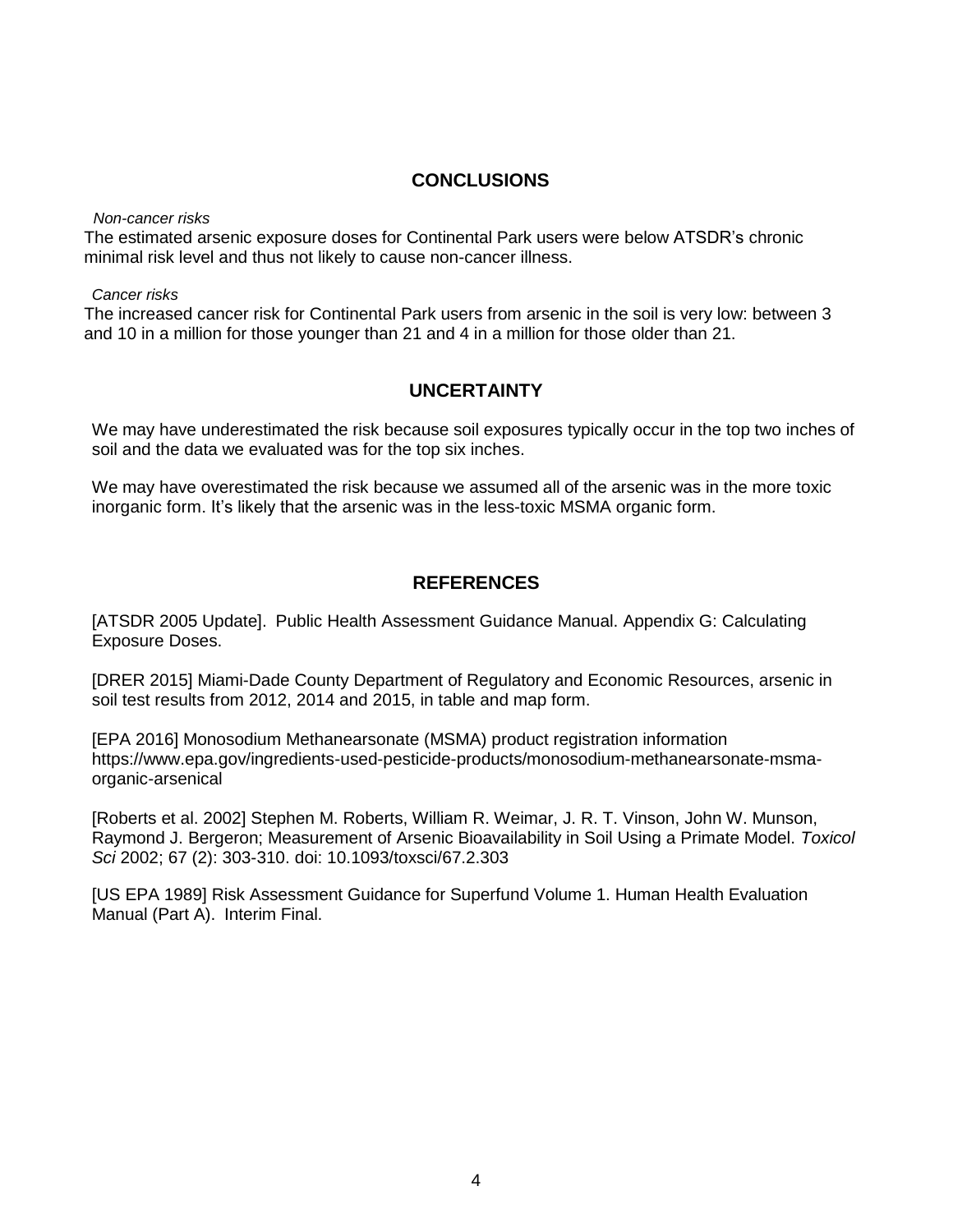## CONCLUSIONS

*Non-cancer risks*

The estimated arsenic exposure doses for Continental Park users were below ATSDR's chronic minimal risk level and thus not likely to cause non-cancer illness.

*Cancer risks*

The increased cancer risk for Continental Park users from arsenic in the soil is very low: between 3 and 10 in a million for those younger than 21 and 4 in a million for those older than 21.

## UNCERTAINTY

We may have underestimated the risk because soil exposures typically occur in the top two inches of soil and the data we evaluated was for the top six inches.

We may have overestimated the risk because we assumed all of the arsenic was in the more toxic inorganic form. It's likely that the arsenic was in the less-toxic MSMA organic form.

## REFERENCES

[ATSDR 2005 Update]. Public Health Assessment Guidance Manual. Appendix G: Calculating Exposure Doses.

[DRER 2015] Miami-Dade County Department of Regulatory and Economic Resources, arsenic in soil test results from 2012, 2014 and 2015, in table and map form.

[EPA 2016] Monosodium Methanearsonate (MSMA) product registration information https://www.epa.gov/ingredients-used-pesticide-products/monosodium-methanearsonate-msma-organic-arsenical

[Roberts et al. 2002] Stephen M. Roberts, William R. Weimar, J. R. T. Vinson, John W. Munson, Raymond J. Bergeron; Measurement of Arsenic Bioavailability in Soil Using a Primate Model. *Toxicol Sci* 2002; 67 (2): 303-310. doi: 10.1093/toxsci/67.2.303

[US EPA 1989] Risk Assessment Guidance for Superfund Volume 1. Human Health Evaluation Manual (Part A). Interim Final.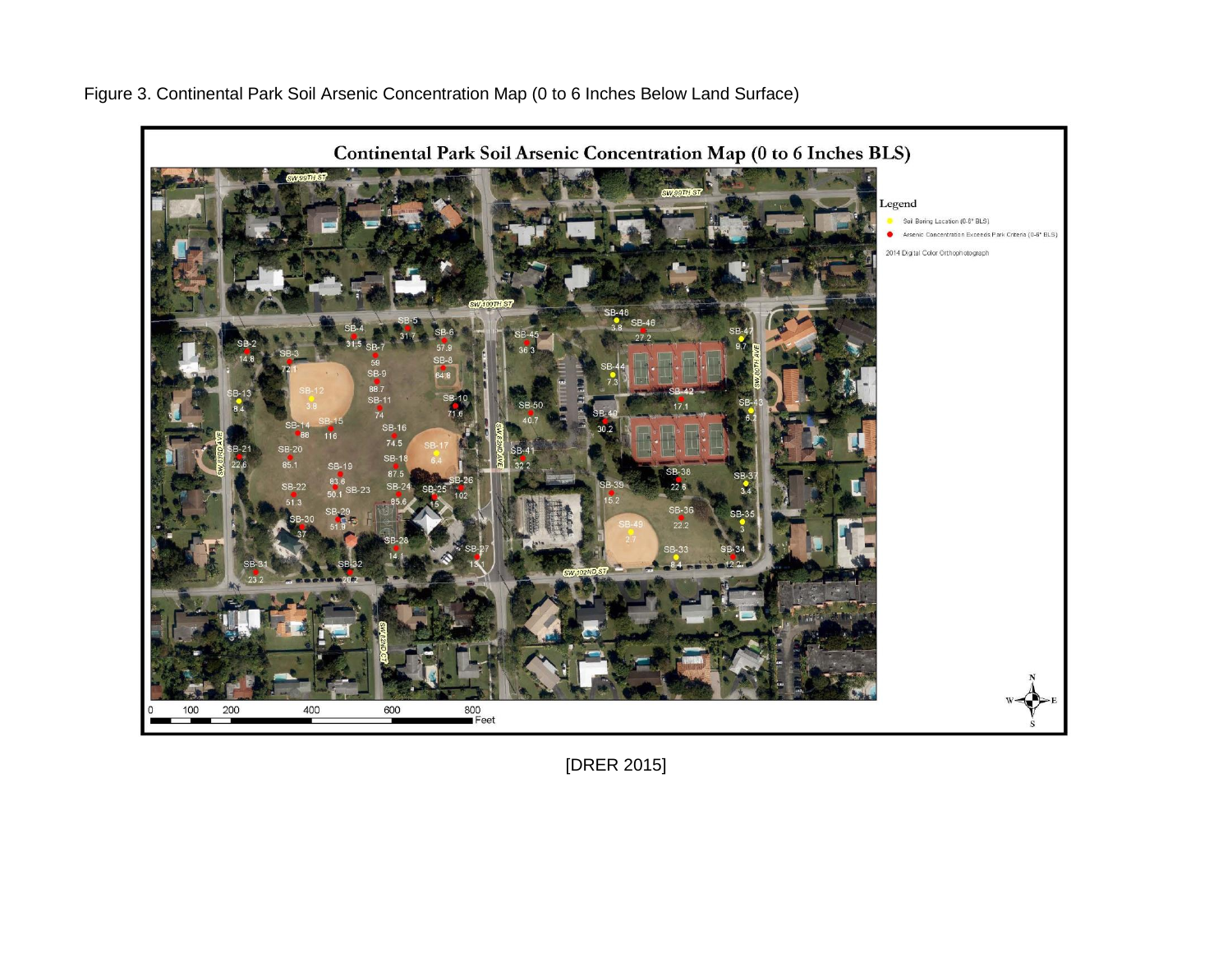Figure 3. Continental Park Soil Arsenic Concentration Map (0 to 6 Inches Below Land Surface)

**Continental Park Soil Arsenic Concentration Map (0 to 6 Inches BLS)**

**Legend**

- Soil Boring Location (0-6" BLS)
- Arsenic Concentration Exceeds Park Criteria (0-6" BLS)

2014 Digital Color Orthophotograph

0 100 200 400 600 800 Feet

[DRER 2015]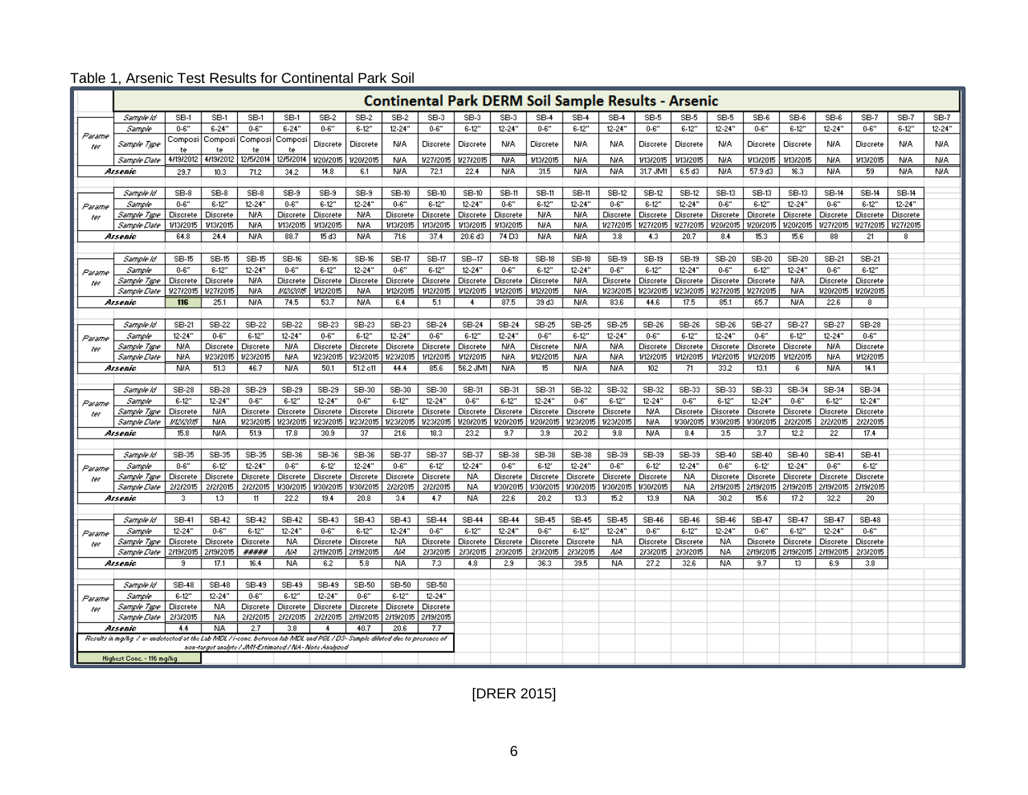Table 1, Arsenic Test Results for Continental Park Soil

**Continental Park DERM Soil Sample Results - Arsenic**

| Parameter | Sample Id | SB-1 | SB-1 | SB-1 | SB-1 | SB-2 | SB-2 | SB-2 | SB-3 | SB-3 | SB-3 | SB-4 | SB-4 | SB-4 | SB-5 | SB-5 | SB-5 | SB-6 | SB-6 | SB-6 | SB-7 | SB-7 | SB-7 |
|---|---|---|---|---|---|---|---|---|---|---|---|---|---|---|---|---|---|---|---|---|---|---|---|
| | Sample | 0-6" | 6-24" | 0-6" | 6-24" | 0-6" | 6-12" | 12-24" | 0-6" | 6-12" | 12-24" | 0-6" | 6-12" | 12-24" | 0-6" | 6-12" | 12-24" | 0-6" | 6-12" | 12-24" | 0-6" | 6-12" | 12-24" |
| | Sample Type | Composite | Composite | Composite | Composite | Discrete | Discrete | N/A | Discrete | Discrete | N/A | Discrete | N/A | N/A | Discrete | Discrete | N/A | Discrete | Discrete | N/A | Discrete | N/A | N/A |
| | Sample Date | 4/19/2012 | 4/19/2012 | 12/5/2014 | 12/5/2014 | 1/20/2015 | 1/20/2015 | N/A | 1/27/2015 | 1/27/2015 | N/A | 1/13/2015 | N/A | N/A | 1/13/2015 | 1/13/2015 | N/A | 1/13/2015 | 1/13/2015 | N/A | 1/13/2015 | N/A | N/A |
| **Arsenic** | | 29.7 | 10.3 | 71.2 | 34.2 | 14.8 | 6.1 | N/A | 72.1 | 22.4 | N/A | 31.5 | N/A | N/A | 31.7 JM1 | 6.5 d3 | N/A | 57.9 d3 | 16.3 | N/A | 59 | N/A | N/A |

| Parameter | Sample Id | SB-8 | SB-8 | SB-8 | SB-9 | SB-9 | SB-9 | SB-10 | SB-10 | SB-10 | SB-11 | SB-11 | SB-11 | SB-12 | SB-12 | SB-12 | SB-13 | SB-13 | SB-13 | SB-14 | SB-14 | SB-14 |
|---|---|---|---|---|---|---|---|---|---|---|---|---|---|---|---|---|---|---|---|---|---|---|
| | Sample | 0-6" | 6-12" | 12-24" | 0-6" | 6-12" | 12-24" | 0-6" | 6-12" | 12-24" | 0-6" | 6-12" | 12-24" | 0-6" | 6-12" | 12-24" | 0-6" | 6-12" | 12-24" | 0-6" | 6-12" | 12-24" |
| | Sample Type | Discrete | Discrete | N/A | Discrete | Discrete | N/A | Discrete | Discrete | Discrete | Discrete | N/A | N/A | Discrete | Discrete | Discrete | Discrete | Discrete | Discrete | Discrete | Discrete | Discrete |
| | Sample Date | 1/13/2015 | 1/13/2015 | N/A | 1/13/2015 | 1/13/2015 | N/A | 1/13/2015 | 1/13/2015 | 1/13/2015 | 1/13/2015 | N/A | N/A | 1/27/2015 | 1/27/2015 | 1/27/2015 | 1/20/2015 | 1/20/2015 | 1/20/2015 | 1/27/2015 | 1/27/2015 | 1/27/2015 |
| **Arsenic** | | 64.8 | 24.4 | N/A | 88.7 | 15 d3 | N/A | 71.6 | 37.4 | 20.6 d3 | 74 D3 | N/A | N/A | 3.8 | 4.3 | 20.7 | 8.4 | 15.3 | 15.6 | 88 | 21 | 8 |

| Parameter | Sample Id | SB-15 | SB-15 | SB-15 | SB-16 | SB-16 | SB-16 | SB-17 | SB-17 | SB--17 | SB-18 | SB-18 | SB-18 | SB-19 | SB-19 | SB-19 | SB-20 | SB-20 | SB-20 | SB-21 | SB-21 |
|---|---|---|---|---|---|---|---|---|---|---|---|---|---|---|---|---|---|---|---|---|---|
| | Sample | 0-6" | 6-12" | 12-24" | 0-6" | 6-12" | 12-24" | 0-6" | 6-12" | 12-24" | 0-6" | 6-12" | 12-24" | 0-6" | 6-12" | 12-24" | 0-6" | 6-12" | 12-24" | 0-6" | 6-12" |
| | Sample Type | Discrete | Discrete | N/A | Discrete | Discrete | Discrete | Discrete | Discrete | Discrete | Discrete | Discrete | N/A | Discrete | Discrete | Discrete | Discrete | Discrete | N/A | Discrete | Discrete |
| | Sample Date | 1/27/2015 | 1/27/2015 | N/A | 1/12/2015 | 1/12/2015 | N/A | 1/12/2015 | 1/12/2015 | 1/12/2015 | 1/12/2015 | 1/12/2015 | N/A | 1/23/2015 | 1/23/2015 | 1/23/2015 | 1/27/2015 | 1/27/2015 | N/A | 1/20/2015 | 1/20/2015 |
| **Arsenic** | | **116** | 25.1 | N/A | 74.5 | 53.7 | N/A | 6.4 | 5.1 | 4 | 87.5 | 39 d3 | N/A | 83.6 | 44.6 | 17.5 | 85.1 | 65.7 | N/A | 22.6 | 8 |

| Parameter | Sample Id | SB-21 | SB-22 | SB-22 | SB-22 | SB-23 | SB-23 | SB-23 | SB-24 | SB-24 | SB-24 | SB-25 | SB-25 | SB-25 | SB-26 | SB-26 | SB-26 | SB-27 | SB-27 | SB-27 | SB-28 |
|---|---|---|---|---|---|---|---|---|---|---|---|---|---|---|---|---|---|---|---|---|---|
| | Sample | 12-24" | 0-6" | 6-12" | 12-24" | 0-6" | 6-12" | 12-24" | 0-6" | 6-12" | 12-24" | 0-6" | 6-12" | 12-24" | 0-6" | 6-12" | 12-24" | 0-6" | 6-12" | 12-24" | 0-6" |
| | Sample Type | N/A | Discrete | Discrete | N/A | Discrete | Discrete | Discrete | Discrete | Discrete | N/A | Discrete | N/A | N/A | Discrete | Discrete | Discrete | Discrete | Discrete | N/A | Discrete |
| | Sample Date | N/A | 1/23/2015 | 1/23/2015 | N/A | 1/23/2015 | 1/23/2015 | 1/23/2015 | 1/12/2015 | 1/12/2015 | N/A | 1/12/2015 | N/A | N/A | 1/12/2015 | 1/12/2015 | 1/12/2015 | 1/12/2015 | 1/12/2015 | N/A | 1/12/2015 |
| **Arsenic** | | N/A | 51.3 | 46.7 | N/A | 50.1 | 51.2 c11 | 44.4 | 85.6 | 56.2 JM1 | N/A | 15 | N/A | N/A | 102 | 71 | 33.2 | 13.1 | 6 | N/A | 14.1 |

| Parameter | Sample Id | SB-28 | SB-28 | SB-29 | SB-29 | SB-29 | SB-30 | SB-30 | SB-30 | SB-31 | SB-31 | SB-31 | SB-32 | SB-32 | SB-32 | SB-33 | SB-33 | SB-33 | SB-34 | SB-34 | SB-34 |
|---|---|---|---|---|---|---|---|---|---|---|---|---|---|---|---|---|---|---|---|---|---|
| | Sample | 6-12" | 12-24" | 0-6" | 6-12" | 12-24" | 0-6" | 6-12" | 12-24" | 0-6" | 6-12" | 12-24" | 0-6" | 6-12" | 12-24" | 0-6" | 6-12" | 12-24" | 0-6" | 6-12" | 12-24" |
| | Sample Type | Discrete | N/A | Discrete | Discrete | Discrete | Discrete | Discrete | Discrete | Discrete | Discrete | Discrete | Discrete | Discrete | N/A | Discrete | Discrete | Discrete | Discrete | Discrete | Discrete |
| | Sample Date | 1/12/2015 | N/A | 1/23/2015 | 1/23/2015 | 1/23/2015 | 1/23/2015 | 1/23/2015 | 1/23/2015 | 1/20/2015 | 1/20/2015 | 1/20/2015 | 1/23/2015 | 1/23/2015 | N/A | 1/30/2015 | 1/30/2015 | 1/30/2015 | 2/2/2015 | 2/2/2015 | 2/2/2015 |
| **Arsenic** | | 15.8 | N/A | 51.9 | 17.8 | 30.9 | 37 | 21.6 | 18.3 | 23.2 | 9.7 | 3.9 | 20.2 | 9.8 | N/A | 8.4 | 3.5 | 3.7 | 12.2 | 22 | 17.4 |

| Parameter | Sample Id | SB-35 | SB-35 | SB-35 | SB-36 | SB-36 | SB-36 | SB-37 | SB-37 | SB-37 | SB-38 | SB-38 | SB-38 | SB-39 | SB-39 | SB-39 | SB-40 | SB-40 | SB-40 | SB-41 | SB-41 |
|---|---|---|---|---|---|---|---|---|---|---|---|---|---|---|---|---|---|---|---|---|---|
| | Sample | 0-6" | 6-12' | 12-24" | 0-6" | 6-12' | 12-24" | 0-6" | 6-12' | 12-24" | 0-6" | 6-12' | 12-24" | 0-6" | 6-12' | 12-24" | 0-6" | 6-12' | 12-24" | 0-6" | 6-12' |
| | Sample Type | Discrete | Discrete | Discrete | Discrete | Discrete | Discrete | Discrete | Discrete | NA | Discrete | Discrete | Discrete | Discrete | Discrete | NA | Discrete | Discrete | Discrete | Discrete | Discrete |
| | Sample Date | 2/2/2015 | 2/2/2015 | 2/2/2015 | 1/30/2015 | 1/30/2015 | 1/30/2015 | 2/2/2015 | 2/2/2015 | NA | 1/30/2015 | 1/30/2015 | 1/30/2015 | 1/30/2015 | 1/30/2015 | NA | 2/19/2015 | 2/19/2015 | 2/19/2015 | 2/19/2015 | 2/19/2015 |
| **Arsenic** | | 3 | 1.3 | 11 | 22.2 | 19.4 | 20.8 | 3.4 | 4.7 | NA | 22.6 | 20.2 | 13.3 | 15.2 | 13.9 | NA | 30.2 | 15.6 | 17.2 | 32.2 | 20 |

| Parameter | Sample Id | SB-41 | SB-42 | SB-42 | SB-42 | SB-43 | SB-43 | SB-43 | SB-44 | SB-44 | SB-44 | SB-45 | SB-45 | SB-45 | SB-46 | SB-46 | SB-46 | SB-47 | SB-47 | SB-47 | SB-48 |
|---|---|---|---|---|---|---|---|---|---|---|---|---|---|---|---|---|---|---|---|---|---|
| | Sample | 12-24" | 0-6" | 6-12" | 12-24" | 0-6" | 6-12" | 12-24" | 0-6" | 6-12" | 12-24" | 0-6" | 6-12" | 12-24" | 0-6" | 6-12" | 12-24" | 0-6" | 6-12" | 12-24" | 0-6" |
| | Sample Type | Discrete | Discrete | Discrete | NA | Discrete | Discrete | NA | Discrete | Discrete | Discrete | Discrete | Discrete | NA | Discrete | Discrete | NA | Discrete | Discrete | Discrete | Discrete |
| | Sample Date | 2/19/2015 | 2/19/2015 | ##### | NA | 2/19/2015 | 2/19/2015 | NA | 2/3/2015 | 2/3/2015 | 2/3/2015 | 2/3/2015 | 2/3/2015 | NA | 2/3/2015 | 2/3/2015 | NA | 2/19/2015 | 2/19/2015 | 2/19/2015 | 2/3/2015 |
| **Arsenic** | | 9 | 17.1 | 16.4 | NA | 6.2 | 5.8 | NA | 7.3 | 4.8 | 2.9 | 36.3 | 39.5 | NA | 27.2 | 32.6 | NA | 9.7 | 13 | 6.9 | 3.8 |

| Parameter | Sample Id | SB-48 | SB-48 | SB-49 | SB-49 | SB-49 | SB-50 | SB-50 | SB-50 |
|---|---|---|---|---|---|---|---|---|---|
| | Sample | 6-12" | 12-24" | 0-6" | 6-12" | 12-24" | 0-6" | 6-12" | 12-24" |
| | Sample Type | Discrete | NA | Discrete | Discrete | Discrete | Discrete | Discrete | Discrete |
| | Sample Date | 2/3/2015 | NA | 2/2/2015 | 2/2/2015 | 2/2/2015 | 2/19/2015 | 2/19/2015 | 2/19/2015 |
| **Arsenic** | | 4.4 | NA | 2.7 | 3.8 | 4 | 40.7 | 20.6 | 7.7 |

Results in mg/kg / u- undetected at the Lab MDL / i-conc. between lab MDL and PQL / D3- Sample diluted due to presence of non-target analyte / JM1-Estimated / NA- Not Analyzed

Highest Conc. - 116 mg/kg

[DRER 2015]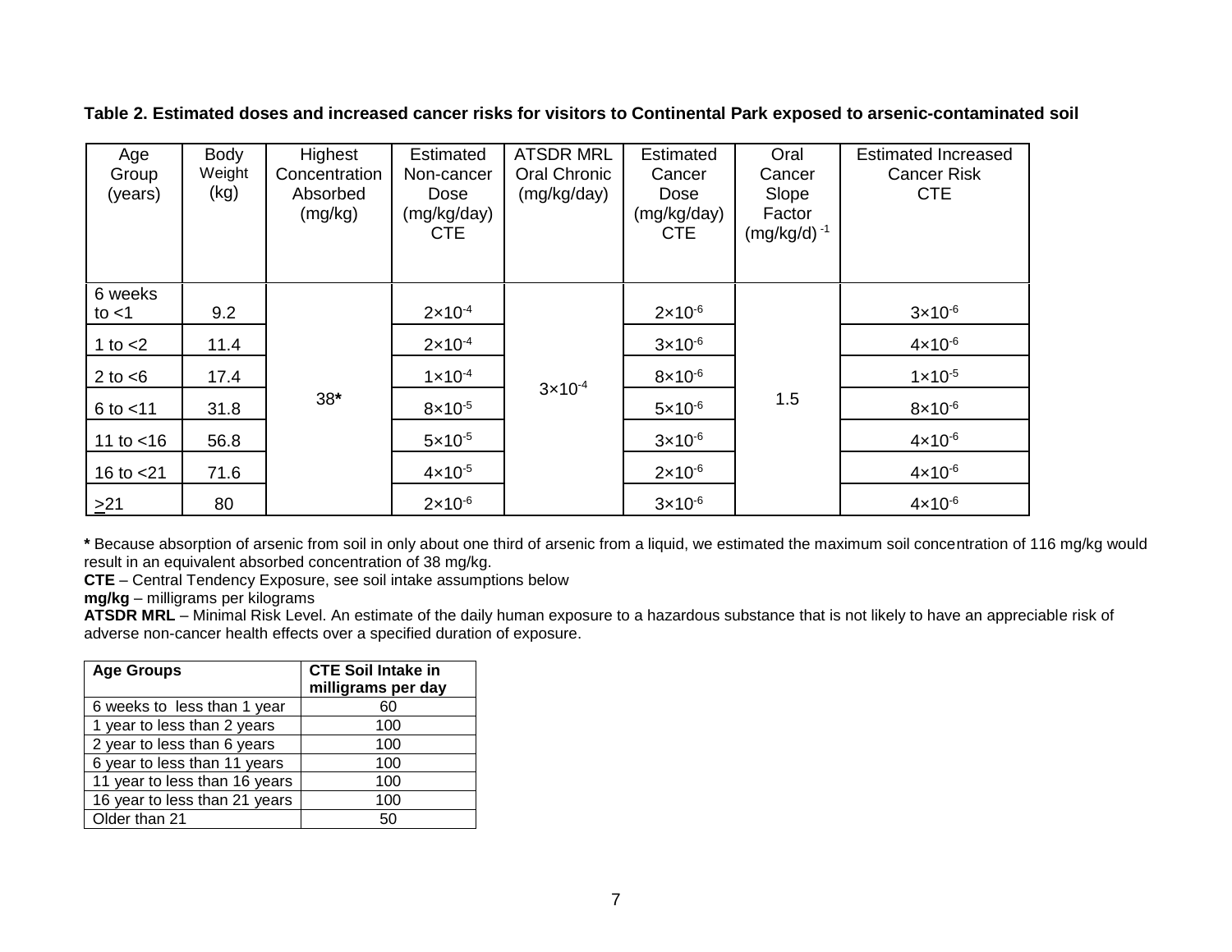**Table 2. Estimated doses and increased cancer risks for visitors to Continental Park exposed to arsenic-contaminated soil**

| Age Group (years) | Body Weight (kg) | Highest Concentration Absorbed (mg/kg) | Estimated Non-cancer Dose (mg/kg/day) CTE | ATSDR MRL Oral Chronic (mg/kg/day) | Estimated Cancer Dose (mg/kg/day) CTE | Oral Cancer Slope Factor $(mg/kg/d)^{-1}$ | Estimated Increased Cancer Risk CTE |
|---|---|---|---|---|---|---|---|
| 6 weeks to <1 | 9.2 | 38* | $2\times10^{-4}$ | $3\times10^{-4}$ | $2\times10^{-6}$ | 1.5 | $3\times10^{-6}$ |
| 1 to <2 | 11.4 | | $2\times10^{-4}$ | | $3\times10^{-6}$ | | $4\times10^{-6}$ |
| 2 to <6 | 17.4 | | $1\times10^{-4}$ | | $8\times10^{-6}$ | | $1\times10^{-5}$ |
| 6 to <11 | 31.8 | | $8\times10^{-5}$ | | $5\times10^{-6}$ | | $8\times10^{-6}$ |
| 11 to <16 | 56.8 | | $5\times10^{-5}$ | | $3\times10^{-6}$ | | $4\times10^{-6}$ |
| 16 to <21 | 71.6 | | $4\times10^{-5}$ | | $2\times10^{-6}$ | | $4\times10^{-6}$ |
| ≥21 | 80 | | $2\times10^{-6}$ | | $3\times10^{-6}$ | | $4\times10^{-6}$ |

**\*** Because absorption of arsenic from soil in only about one third of arsenic from a liquid, we estimated the maximum soil concentration of 116 mg/kg would result in an equivalent absorbed concentration of 38 mg/kg.

**CTE** – Central Tendency Exposure, see soil intake assumptions below

**mg/kg** – milligrams per kilograms

**ATSDR MRL** – Minimal Risk Level. An estimate of the daily human exposure to a hazardous substance that is not likely to have an appreciable risk of adverse non-cancer health effects over a specified duration of exposure.

| **Age Groups** | **CTE Soil Intake in milligrams per day** |
|---|---|
| 6 weeks to less than 1 year | 60 |
| 1 year to less than 2 years | 100 |
| 2 year to less than 6 years | 100 |
| 6 year to less than 11 years | 100 |
| 11 year to less than 16 years | 100 |
| 16 year to less than 21 years | 100 |
| Older than 21 | 50 |